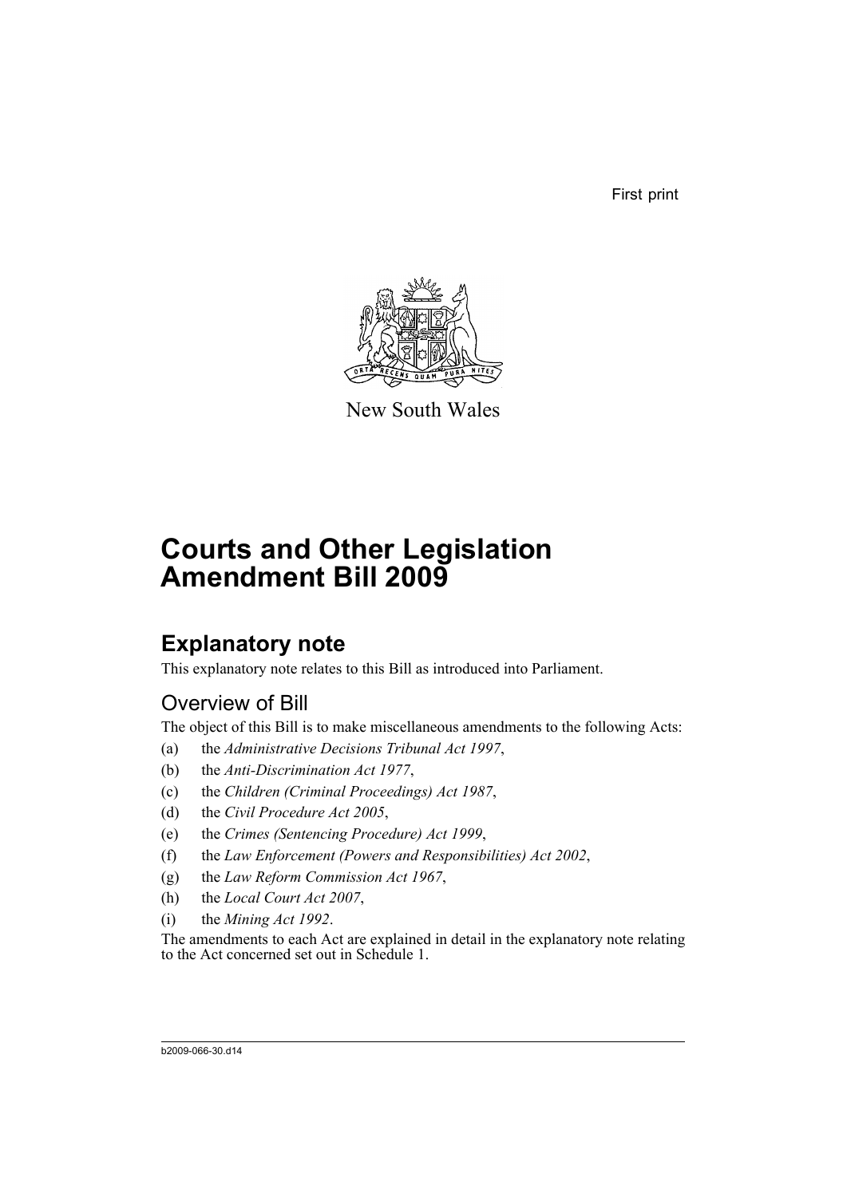First print

New South Wales

# Courts and Other Legislation Amendment Bill 2009

## Explanatory note

This explanatory note relates to this Bill as introduced into Parliament.

### Overview of Bill

The object of this Bill is to make miscellaneous amendments to the following Acts:

(a) the *Administrative Decisions Tribunal Act 1997*,

(b) the *Anti-Discrimination Act 1977*,

(c) the *Children (Criminal Proceedings) Act 1987*,

(d) the *Civil Procedure Act 2005*,

(e) the *Crimes (Sentencing Procedure) Act 1999*,

(f) the *Law Enforcement (Powers and Responsibilities) Act 2002*,

(g) the *Law Reform Commission Act 1967*,

(h) the *Local Court Act 2007*,

(i) the *Mining Act 1992*.

The amendments to each Act are explained in detail in the explanatory note relating to the Act concerned set out in Schedule 1.

b2009-066-30.d14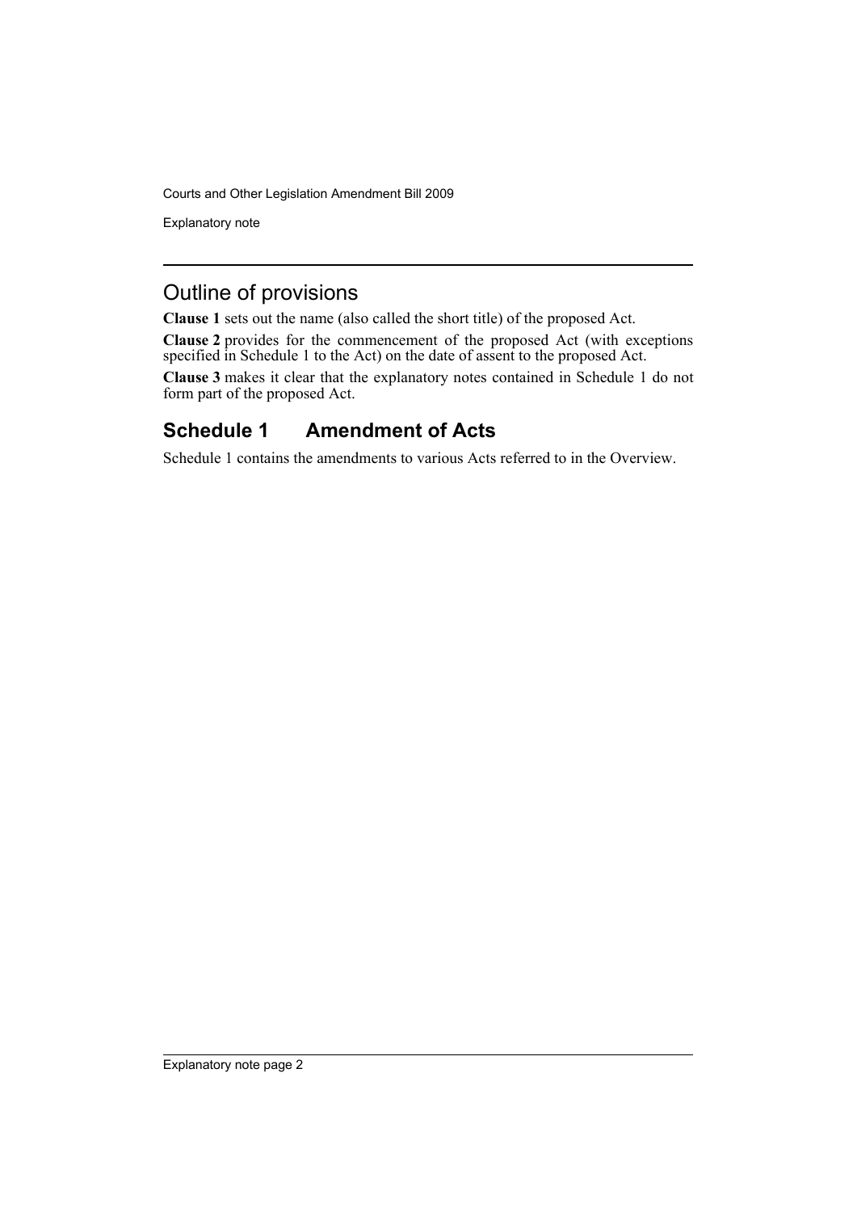## Outline of provisions

**Clause 1** sets out the name (also called the short title) of the proposed Act.

**Clause 2** provides for the commencement of the proposed Act (with exceptions specified in Schedule 1 to the Act) on the date of assent to the proposed Act.

**Clause 3** makes it clear that the explanatory notes contained in Schedule 1 do not form part of the proposed Act.

## Schedule 1 Amendment of Acts

Schedule 1 contains the amendments to various Acts referred to in the Overview.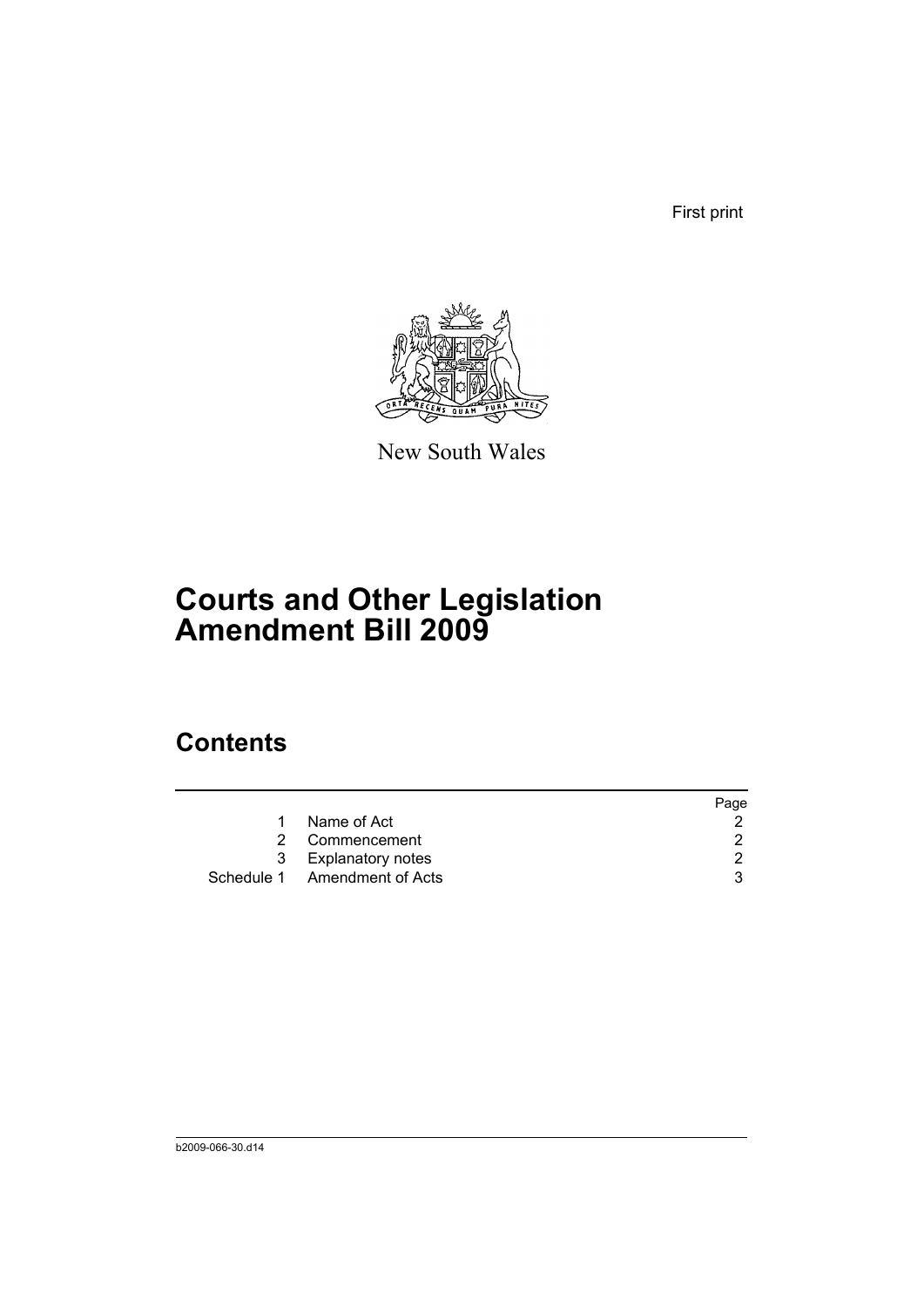First print

New South Wales

# Courts and Other Legislation Amendment Bill 2009

## Contents

| | | Page |
|---|---|---|
| 1 | Name of Act | 2 |
| 2 | Commencement | 2 |
| 3 | Explanatory notes | 2 |
| Schedule 1 | Amendment of Acts | 3 |

b2009-066-30.d14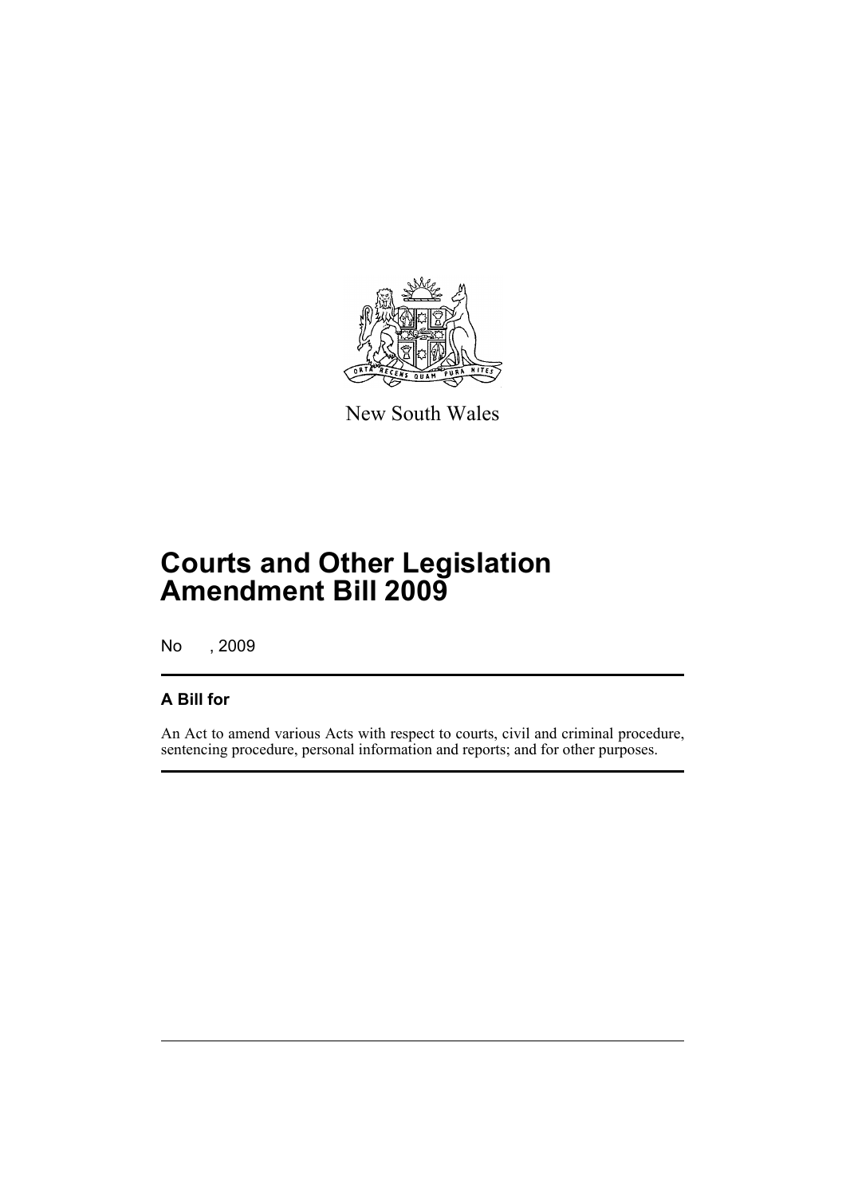New South Wales

# Courts and Other Legislation Amendment Bill 2009

No , 2009

## A Bill for

An Act to amend various Acts with respect to courts, civil and criminal procedure, sentencing procedure, personal information and reports; and for other purposes.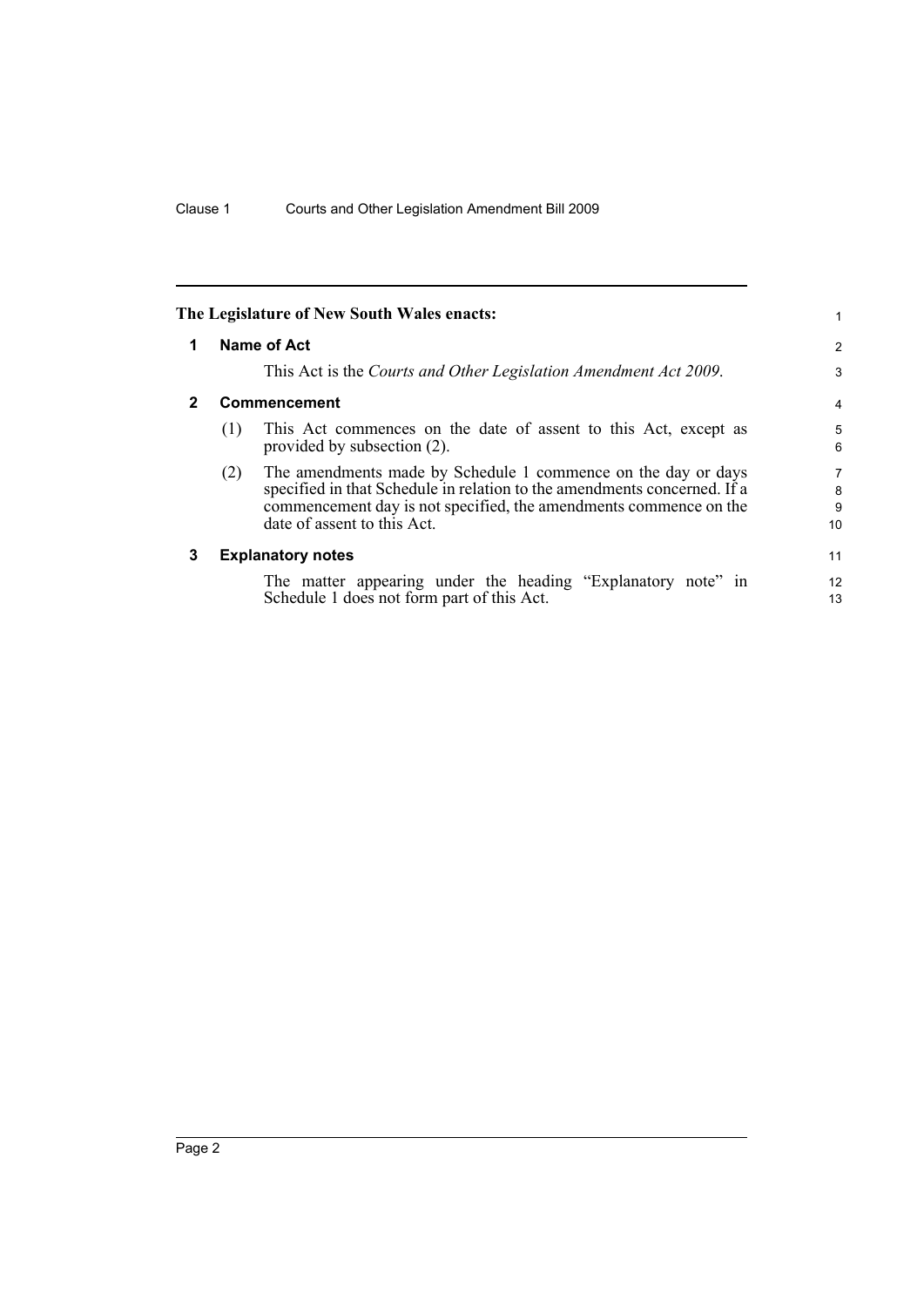**The Legislature of New South Wales enacts:**

## 1 Name of Act

This Act is the *Courts and Other Legislation Amendment Act 2009*.

## 2 Commencement

(1) This Act commences on the date of assent to this Act, except as provided by subsection (2).

(2) The amendments made by Schedule 1 commence on the day or days specified in that Schedule in relation to the amendments concerned. If a commencement day is not specified, the amendments commence on the date of assent to this Act.

## 3 Explanatory notes

The matter appearing under the heading "Explanatory note" in Schedule 1 does not form part of this Act.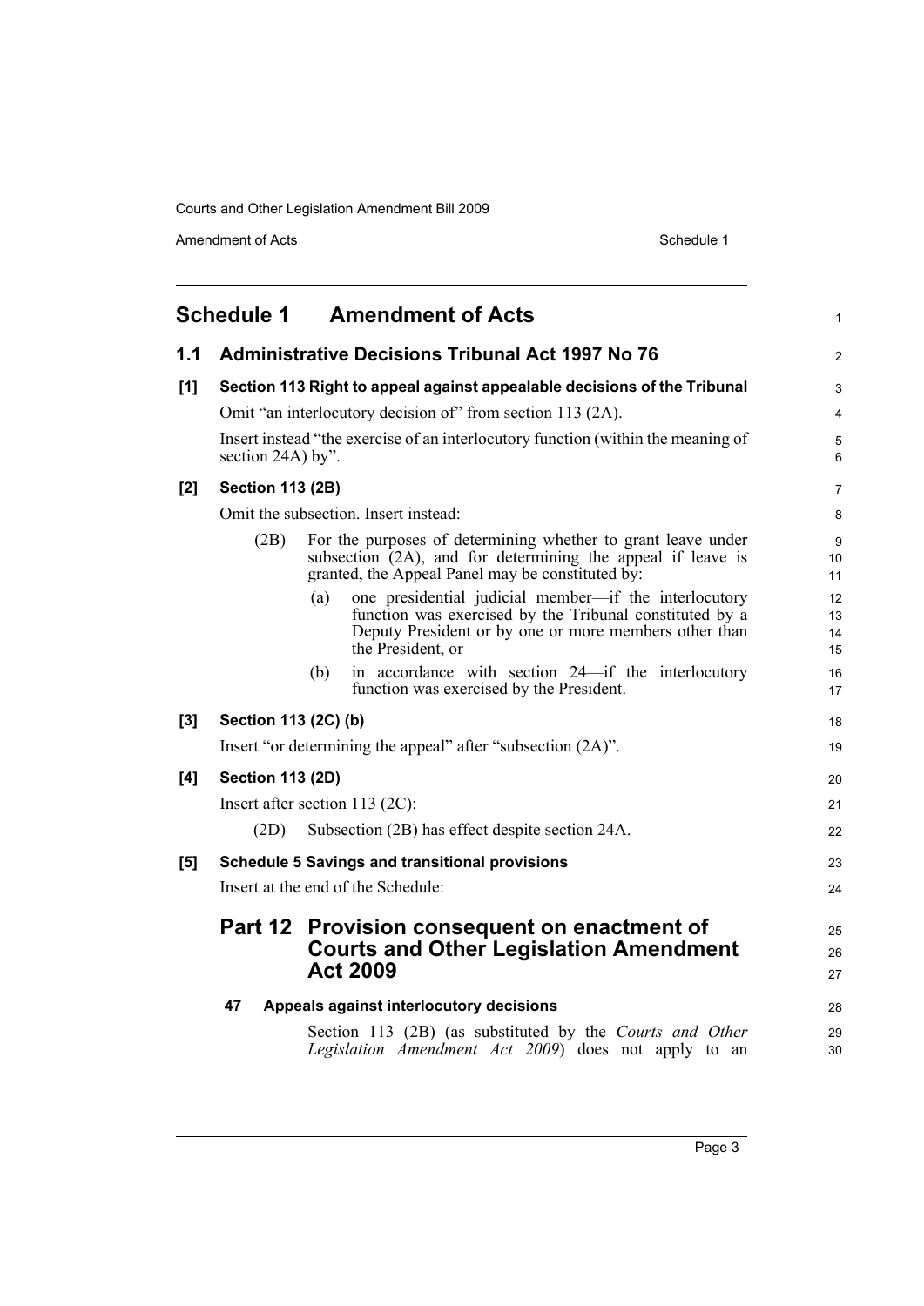# Schedule 1 Amendment of Acts

## 1.1 Administrative Decisions Tribunal Act 1997 No 76

**[1] Section 113 Right to appeal against appealable decisions of the Tribunal**

Omit "an interlocutory decision of" from section 113 (2A).

Insert instead "the exercise of an interlocutory function (within the meaning of section 24A) by".

**[2] Section 113 (2B)**

Omit the subsection. Insert instead:

(2B) For the purposes of determining whether to grant leave under subsection (2A), and for determining the appeal if leave is granted, the Appeal Panel may be constituted by:

(a) one presidential judicial member—if the interlocutory function was exercised by the Tribunal constituted by a Deputy President or by one or more members other than the President, or

(b) in accordance with section 24—if the interlocutory function was exercised by the President.

**[3] Section 113 (2C) (b)**

Insert "or determining the appeal" after "subsection (2A)".

**[4] Section 113 (2D)**

Insert after section 113 (2C):

(2D) Subsection (2B) has effect despite section 24A.

**[5] Schedule 5 Savings and transitional provisions**

Insert at the end of the Schedule:

## Part 12 Provision consequent on enactment of Courts and Other Legislation Amendment Act 2009

**47 Appeals against interlocutory decisions**

Section 113 (2B) (as substituted by the *Courts and Other Legislation Amendment Act 2009*) does not apply to an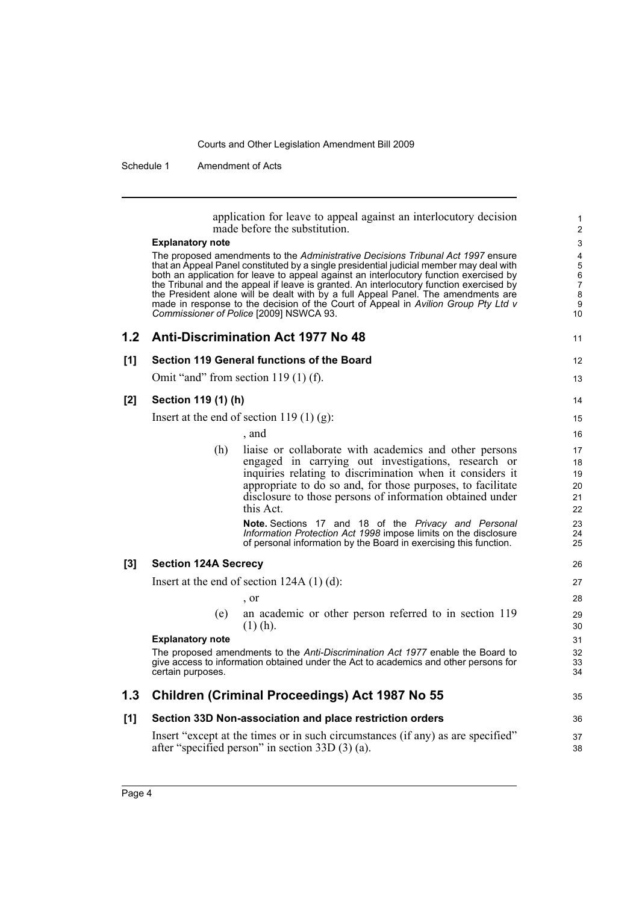application for leave to appeal against an interlocutory decision made before the substitution.

**Explanatory note**

The proposed amendments to the *Administrative Decisions Tribunal Act 1997* ensure that an Appeal Panel constituted by a single presidential judicial member may deal with both an application for leave to appeal against an interlocutory function exercised by the Tribunal and the appeal if leave is granted. An interlocutory function exercised by the President alone will be dealt with by a full Appeal Panel. The amendments are made in response to the decision of the Court of Appeal in *Avilion Group Pty Ltd v Commissioner of Police* [2009] NSWCA 93.

## 1.2 Anti-Discrimination Act 1977 No 48

### [1] Section 119 General functions of the Board

Omit "and" from section 119 (1) (f).

### [2] Section 119 (1) (h)

Insert at the end of section 119 (1) (g):

, and

(h) liaise or collaborate with academics and other persons engaged in carrying out investigations, research or inquiries relating to discrimination when it considers it appropriate to do so and, for those purposes, to facilitate disclosure to those persons of information obtained under this Act.

**Note.** Sections 17 and 18 of the *Privacy and Personal Information Protection Act 1998* impose limits on the disclosure of personal information by the Board in exercising this function.

### [3] Section 124A Secrecy

Insert at the end of section 124A (1) (d):

, or

(e) an academic or other person referred to in section 119 (1) (h).

**Explanatory note**

The proposed amendments to the *Anti-Discrimination Act 1977* enable the Board to give access to information obtained under the Act to academics and other persons for certain purposes.

## 1.3 Children (Criminal Proceedings) Act 1987 No 55

### [1] Section 33D Non-association and place restriction orders

Insert "except at the times or in such circumstances (if any) as are specified" after "specified person" in section 33D (3) (a).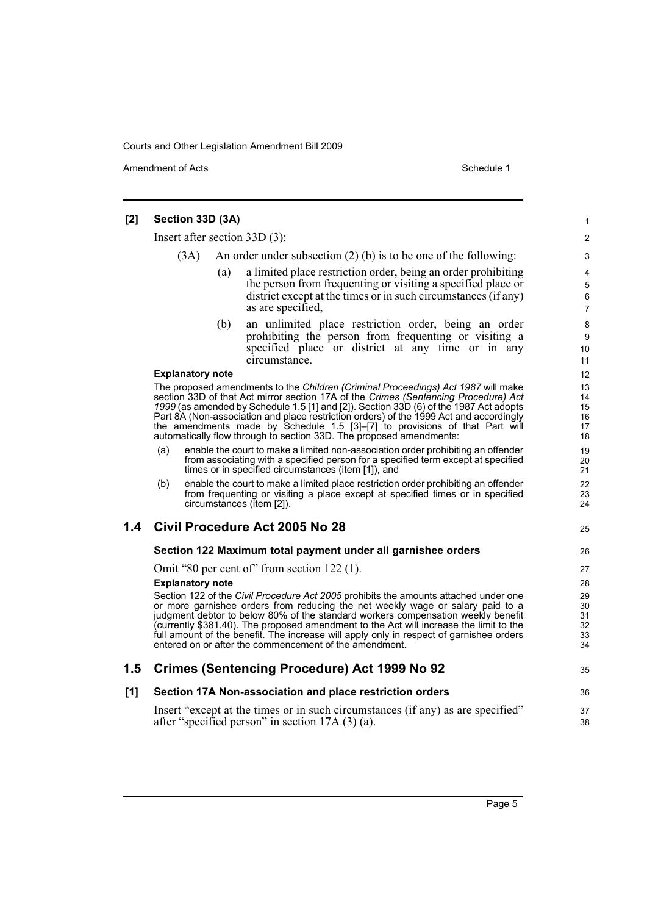**[2] Section 33D (3A)**

Insert after section 33D (3):

(3A) An order under subsection (2) (b) is to be one of the following:

(a) a limited place restriction order, being an order prohibiting the person from frequenting or visiting a specified place or district except at the times or in such circumstances (if any) as are specified,

(b) an unlimited place restriction order, being an order prohibiting the person from frequenting or visiting a specified place or district at any time or in any circumstance.

**Explanatory note**

The proposed amendments to the *Children (Criminal Proceedings) Act 1987* will make section 33D of that Act mirror section 17A of the *Crimes (Sentencing Procedure) Act 1999* (as amended by Schedule 1.5 [1] and [2]). Section 33D (6) of the 1987 Act adopts Part 8A (Non-association and place restriction orders) of the 1999 Act and accordingly the amendments made by Schedule 1.5 [3]–[7] to provisions of that Part will automatically flow through to section 33D. The proposed amendments:

(a) enable the court to make a limited non-association order prohibiting an offender from associating with a specified person for a specified term except at specified times or in specified circumstances (item [1]), and

(b) enable the court to make a limited place restriction order prohibiting an offender from frequenting or visiting a place except at specified times or in specified circumstances (item [2]).

## 1.4 Civil Procedure Act 2005 No 28

**Section 122 Maximum total payment under all garnishee orders**

Omit "80 per cent of" from section 122 (1).

**Explanatory note**

Section 122 of the *Civil Procedure Act 2005* prohibits the amounts attached under one or more garnishee orders from reducing the net weekly wage or salary paid to a judgment debtor to below 80% of the standard workers compensation weekly benefit (currently $381.40). The proposed amendment to the Act will increase the limit to the full amount of the benefit. The increase will apply only in respect of garnishee orders entered on or after the commencement of the amendment.

## 1.5 Crimes (Sentencing Procedure) Act 1999 No 92

**[1] Section 17A Non-association and place restriction orders**

Insert "except at the times or in such circumstances (if any) as are specified" after "specified person" in section 17A (3) (a).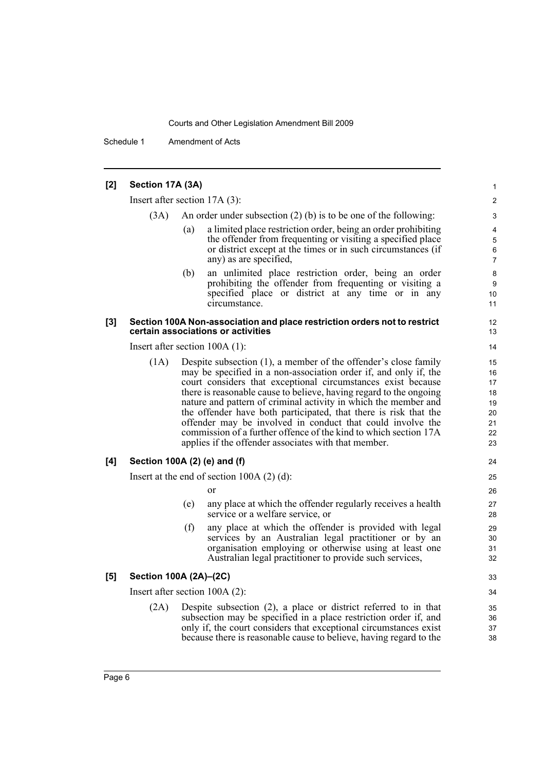**[2] Section 17A (3A)**

Insert after section 17A (3):

(3A) An order under subsection (2) (b) is to be one of the following:

(a) a limited place restriction order, being an order prohibiting the offender from frequenting or visiting a specified place or district except at the times or in such circumstances (if any) as are specified,

(b) an unlimited place restriction order, being an order prohibiting the offender from frequenting or visiting a specified place or district at any time or in any circumstance.

**[3] Section 100A Non-association and place restriction orders not to restrict certain associations or activities**

Insert after section 100A (1):

(1A) Despite subsection (1), a member of the offender's close family may be specified in a non-association order if, and only if, the court considers that exceptional circumstances exist because there is reasonable cause to believe, having regard to the ongoing nature and pattern of criminal activity in which the member and the offender have both participated, that there is risk that the offender may be involved in conduct that could involve the commission of a further offence of the kind to which section 17A applies if the offender associates with that member.

**[4] Section 100A (2) (e) and (f)**

Insert at the end of section 100A (2) (d):

or

(e) any place at which the offender regularly receives a health service or a welfare service, or

(f) any place at which the offender is provided with legal services by an Australian legal practitioner or by an organisation employing or otherwise using at least one Australian legal practitioner to provide such services,

**[5] Section 100A (2A)–(2C)**

Insert after section 100A (2):

(2A) Despite subsection (2), a place or district referred to in that subsection may be specified in a place restriction order if, and only if, the court considers that exceptional circumstances exist because there is reasonable cause to believe, having regard to the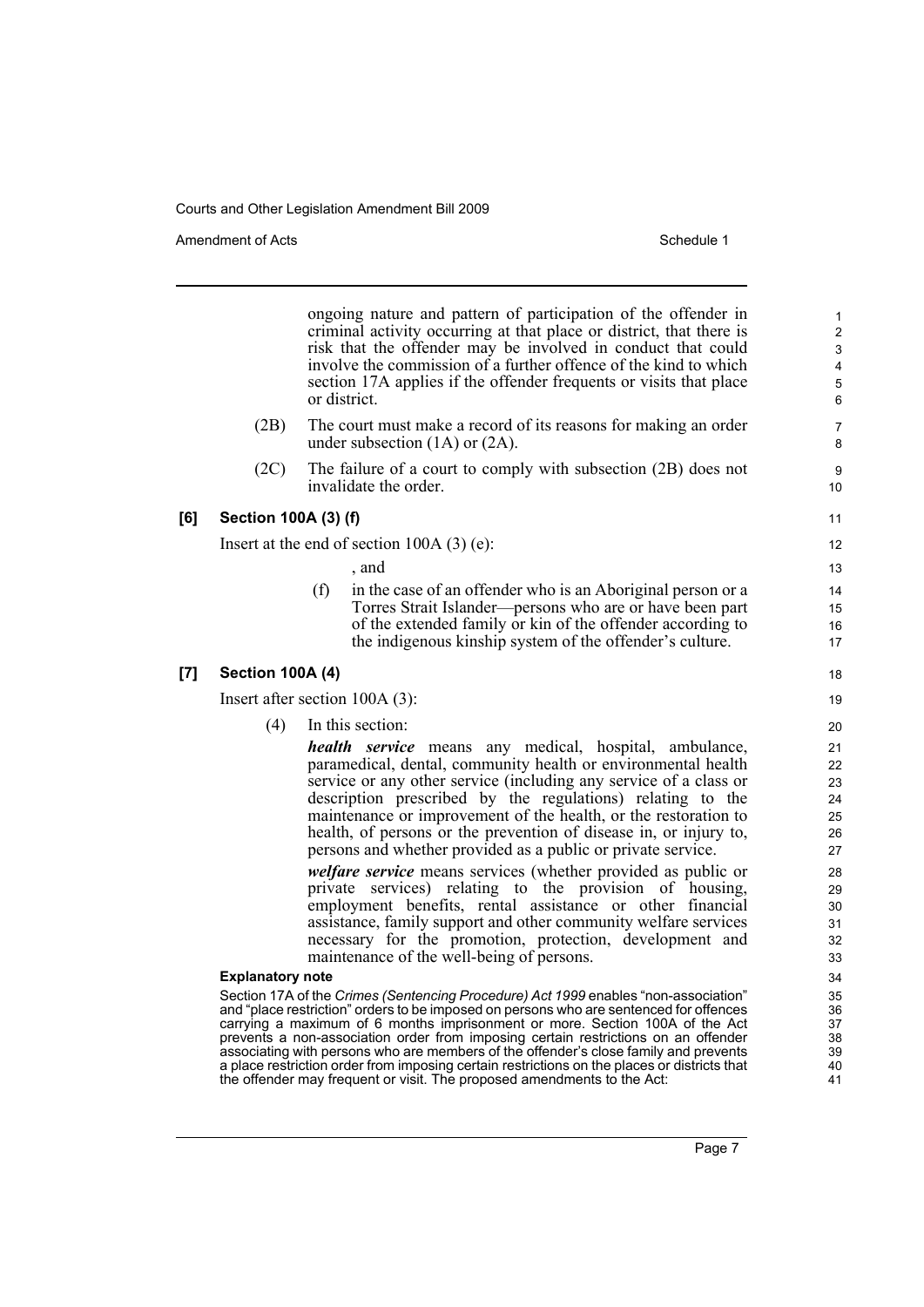ongoing nature and pattern of participation of the offender in criminal activity occurring at that place or district, that there is risk that the offender may be involved in conduct that could involve the commission of a further offence of the kind to which section 17A applies if the offender frequents or visits that place or district.

(2B) The court must make a record of its reasons for making an order under subsection (1A) or (2A).

(2C) The failure of a court to comply with subsection (2B) does not invalidate the order.

**[6] Section 100A (3) (f)**

Insert at the end of section 100A (3) (e):

, and

(f) in the case of an offender who is an Aboriginal person or a Torres Strait Islander—persons who are or have been part of the extended family or kin of the offender according to the indigenous kinship system of the offender's culture.

**[7] Section 100A (4)**

Insert after section 100A (3):

(4) In this section:

***health service*** means any medical, hospital, ambulance, paramedical, dental, community health or environmental health service or any other service (including any service of a class or description prescribed by the regulations) relating to the maintenance or improvement of the health, or the restoration to health, of persons or the prevention of disease in, or injury to, persons and whether provided as a public or private service.

***welfare service*** means services (whether provided as public or private services) relating to the provision of housing, employment benefits, rental assistance or other financial assistance, family support and other community welfare services necessary for the promotion, protection, development and maintenance of the well-being of persons.

**Explanatory note**

Section 17A of the *Crimes (Sentencing Procedure) Act 1999* enables "non-association" and "place restriction" orders to be imposed on persons who are sentenced for offences carrying a maximum of 6 months imprisonment or more. Section 100A of the Act prevents a non-association order from imposing certain restrictions on an offender associating with persons who are members of the offender's close family and prevents a place restriction order from imposing certain restrictions on the places or districts that the offender may frequent or visit. The proposed amendments to the Act: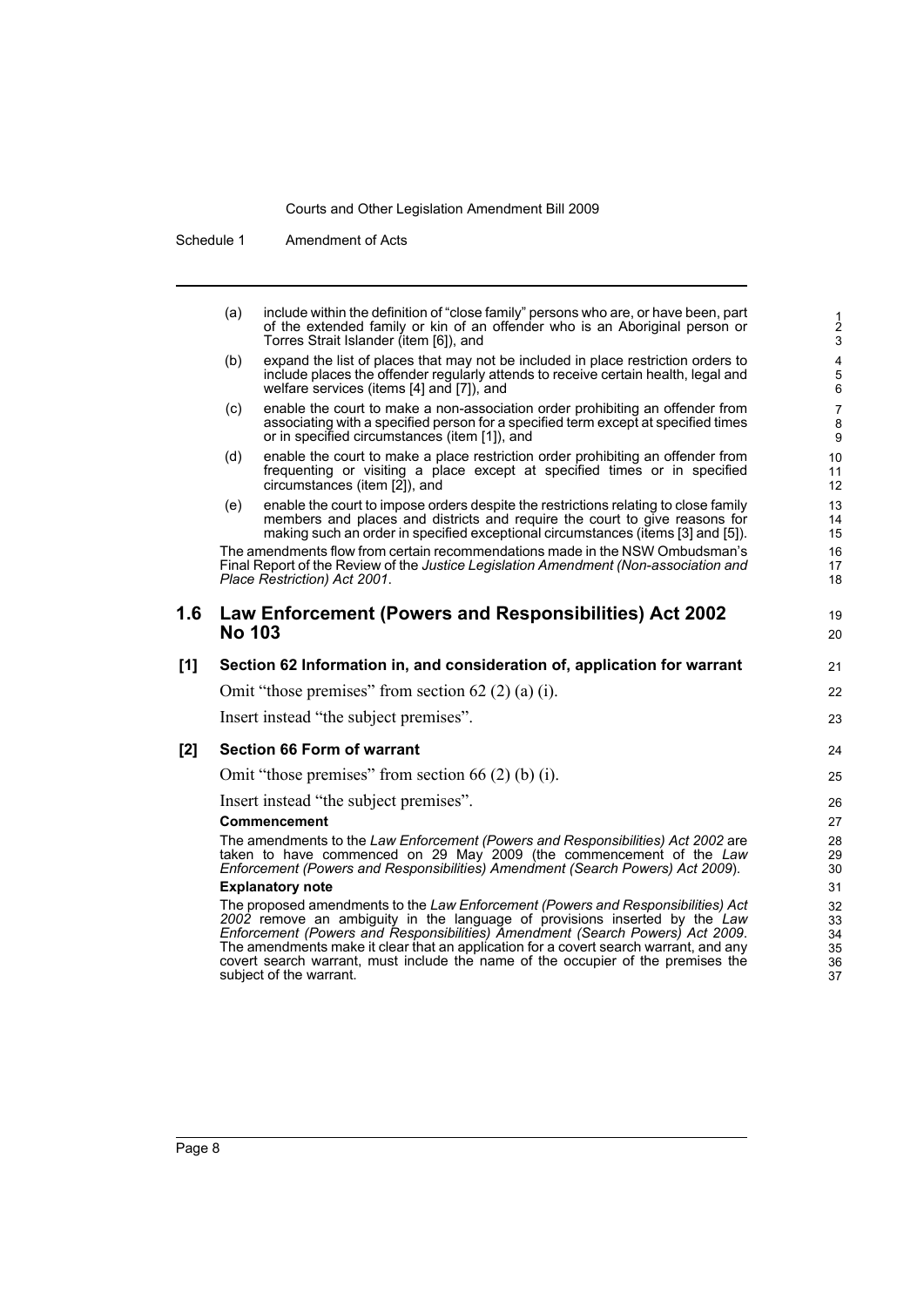(a) include within the definition of "close family" persons who are, or have been, part of the extended family or kin of an offender who is an Aboriginal person or Torres Strait Islander (item [6]), and

(b) expand the list of places that may not be included in place restriction orders to include places the offender regularly attends to receive certain health, legal and welfare services (items [4] and [7]), and

(c) enable the court to make a non-association order prohibiting an offender from associating with a specified person for a specified term except at specified times or in specified circumstances (item [1]), and

(d) enable the court to make a place restriction order prohibiting an offender from frequenting or visiting a place except at specified times or in specified circumstances (item [2]), and

(e) enable the court to impose orders despite the restrictions relating to close family members and places and districts and require the court to give reasons for making such an order in specified exceptional circumstances (items [3] and [5]).

The amendments flow from certain recommendations made in the NSW Ombudsman's Final Report of the Review of the *Justice Legislation Amendment (Non-association and Place Restriction) Act 2001*.

## 1.6 Law Enforcement (Powers and Responsibilities) Act 2002 No 103

### [1] Section 62 Information in, and consideration of, application for warrant

Omit "those premises" from section 62 (2) (a) (i).

Insert instead "the subject premises".

### [2] Section 66 Form of warrant

Omit "those premises" from section 66 (2) (b) (i).

Insert instead "the subject premises".

**Commencement**

The amendments to the *Law Enforcement (Powers and Responsibilities) Act 2002* are taken to have commenced on 29 May 2009 (the commencement of the *Law Enforcement (Powers and Responsibilities) Amendment (Search Powers) Act 2009*).

**Explanatory note**

The proposed amendments to the *Law Enforcement (Powers and Responsibilities) Act 2002* remove an ambiguity in the language of provisions inserted by the *Law Enforcement (Powers and Responsibilities) Amendment (Search Powers) Act 2009*. The amendments make it clear that an application for a covert search warrant, and any covert search warrant, must include the name of the occupier of the premises the subject of the warrant.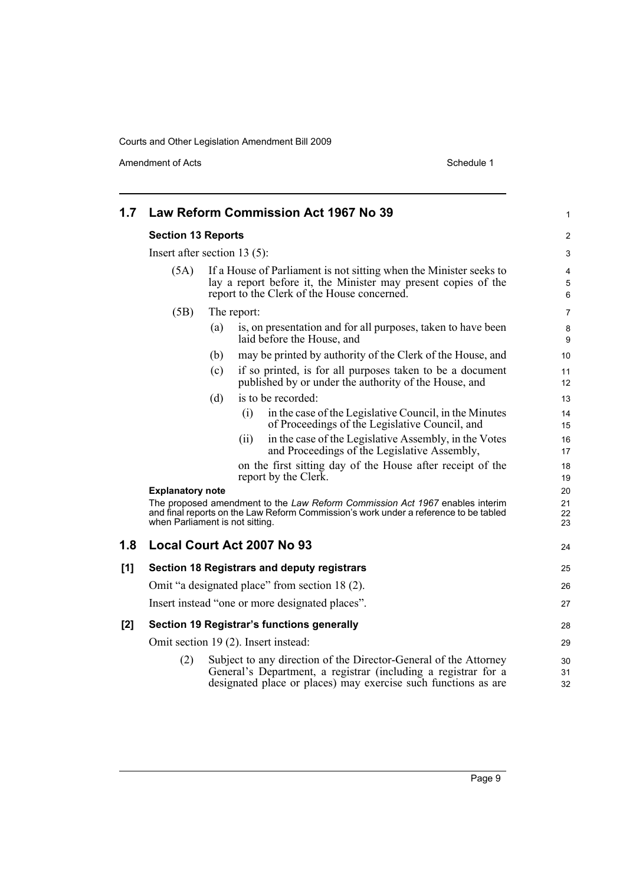## 1.7 Law Reform Commission Act 1967 No 39

**Section 13 Reports**

Insert after section 13 (5):

(5A) If a House of Parliament is not sitting when the Minister seeks to lay a report before it, the Minister may present copies of the report to the Clerk of the House concerned.

(5B) The report:

(a) is, on presentation and for all purposes, taken to have been laid before the House, and

(b) may be printed by authority of the Clerk of the House, and

(c) if so printed, is for all purposes taken to be a document published by or under the authority of the House, and

(d) is to be recorded:

(i) in the case of the Legislative Council, in the Minutes of Proceedings of the Legislative Council, and

(ii) in the case of the Legislative Assembly, in the Votes and Proceedings of the Legislative Assembly,

on the first sitting day of the House after receipt of the report by the Clerk.

**Explanatory note**

The proposed amendment to the *Law Reform Commission Act 1967* enables interim and final reports on the Law Reform Commission's work under a reference to be tabled when Parliament is not sitting.

## 1.8 Local Court Act 2007 No 93

**[1] Section 18 Registrars and deputy registrars**

Omit "a designated place" from section 18 (2).

Insert instead "one or more designated places".

**[2] Section 19 Registrar's functions generally**

Omit section 19 (2). Insert instead:

(2) Subject to any direction of the Director-General of the Attorney General's Department, a registrar (including a registrar for a designated place or places) may exercise such functions as are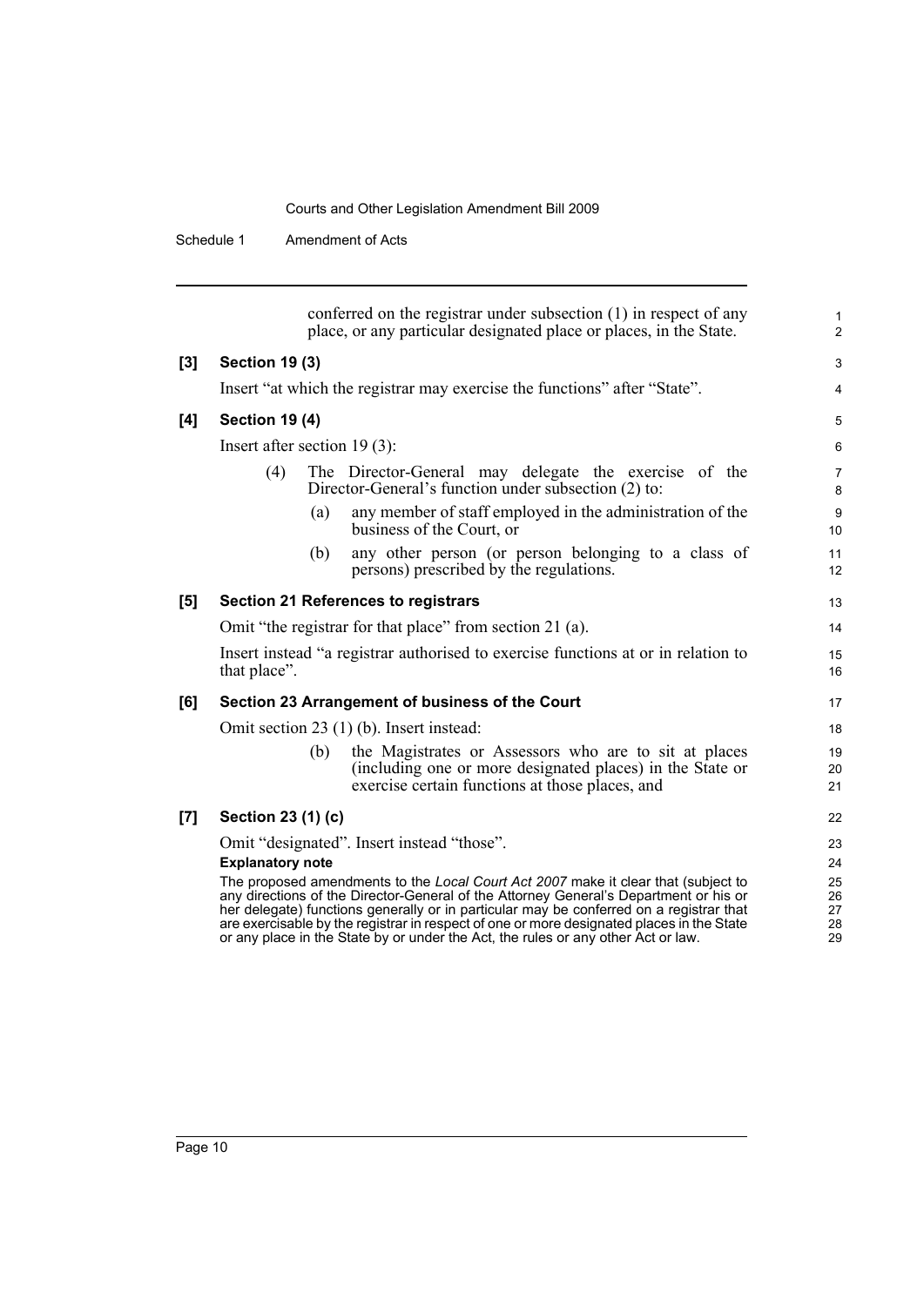conferred on the registrar under subsection (1) in respect of any place, or any particular designated place or places, in the State.

**[3] Section 19 (3)**

Insert "at which the registrar may exercise the functions" after "State".

**[4] Section 19 (4)**

Insert after section 19 (3):

(4) The Director-General may delegate the exercise of the Director-General's function under subsection (2) to:

- (a) any member of staff employed in the administration of the business of the Court, or
- (b) any other person (or person belonging to a class of persons) prescribed by the regulations.

**[5] Section 21 References to registrars**

Omit "the registrar for that place" from section 21 (a).

Insert instead "a registrar authorised to exercise functions at or in relation to that place".

**[6] Section 23 Arrangement of business of the Court**

Omit section 23 (1) (b). Insert instead:

- (b) the Magistrates or Assessors who are to sit at places (including one or more designated places) in the State or exercise certain functions at those places, and

**[7] Section 23 (1) (c)**

Omit "designated". Insert instead "those".

**Explanatory note**

The proposed amendments to the *Local Court Act 2007* make it clear that (subject to any directions of the Director-General of the Attorney General's Department or his or her delegate) functions generally or in particular may be conferred on a registrar that are exercisable by the registrar in respect of one or more designated places in the State or any place in the State by or under the Act, the rules or any other Act or law.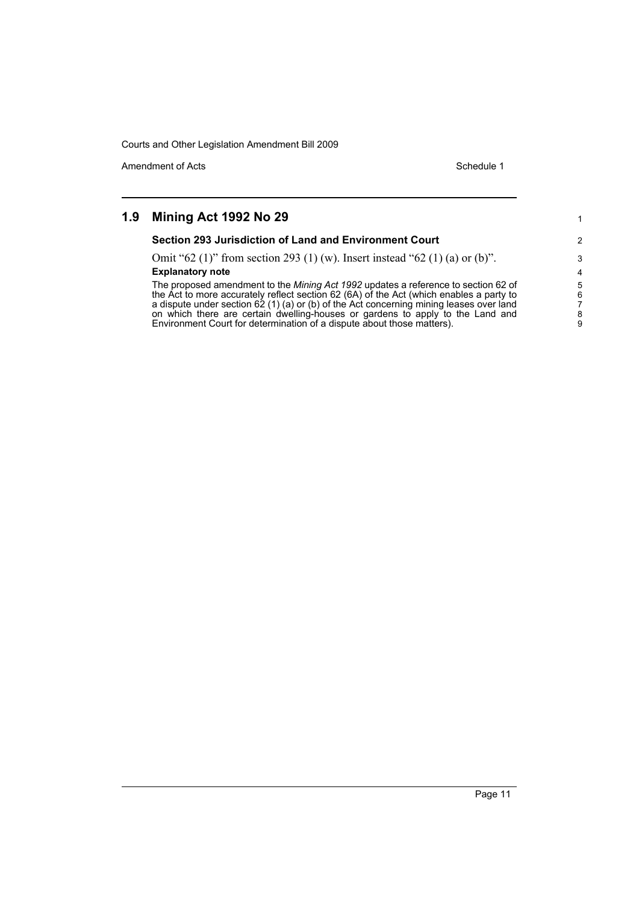## 1.9 Mining Act 1992 No 29

### Section 293 Jurisdiction of Land and Environment Court

Omit "62 (1)" from section 293 (1) (w). Insert instead "62 (1) (a) or (b)".

**Explanatory note**

The proposed amendment to the *Mining Act 1992* updates a reference to section 62 of the Act to more accurately reflect section 62 (6A) of the Act (which enables a party to a dispute under section 62 (1) (a) or (b) of the Act concerning mining leases over land on which there are certain dwelling-houses or gardens to apply to the Land and Environment Court for determination of a dispute about those matters).